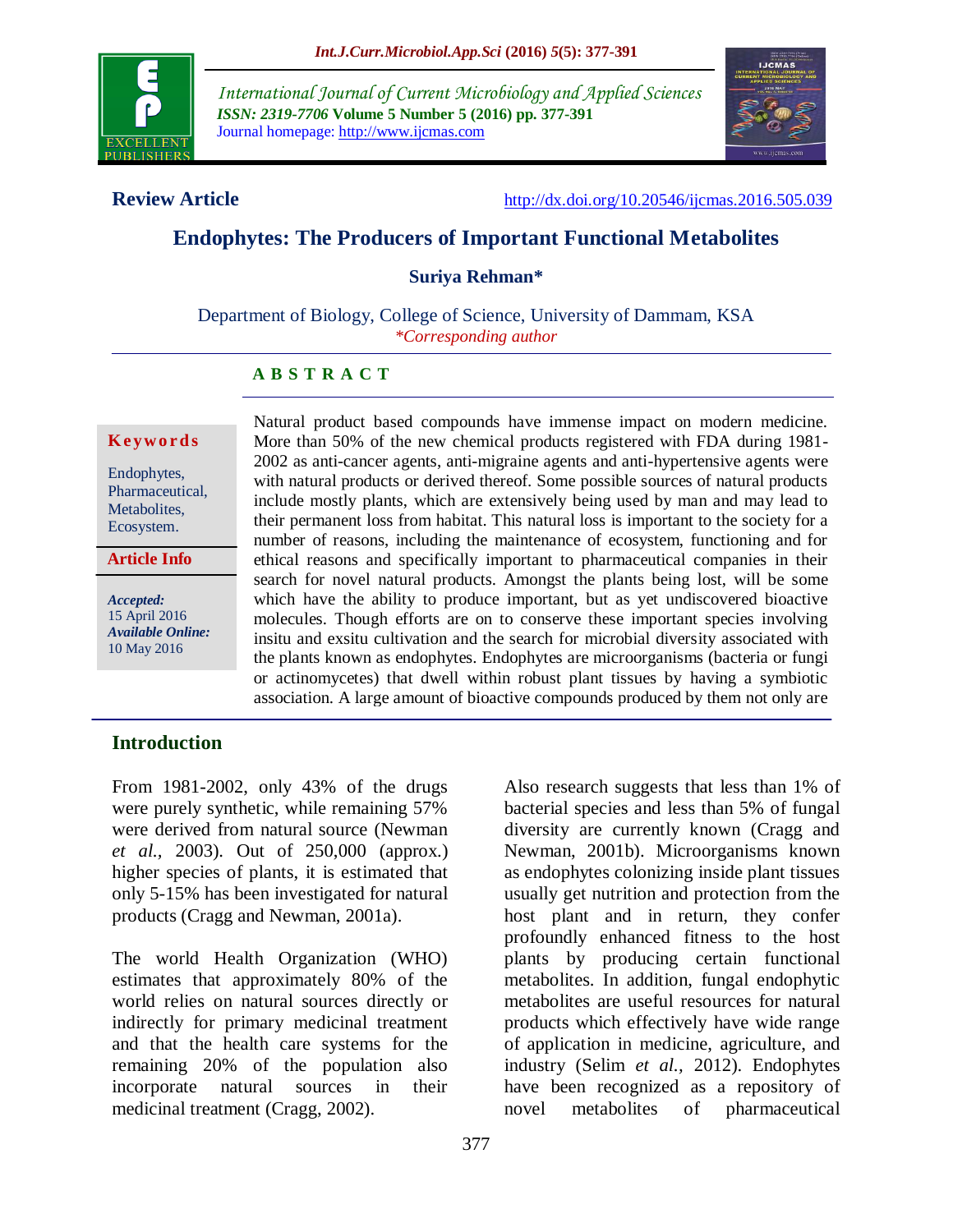**Review Article**

http://dx.doi.org/10.20546/ijcmas.2016.505.039

# Endophytes: The Producers of Important Functional Metabolites

**Suriya Rehman***

Department of Biology, College of Science, University of Dammam, KSA

*\*Corresponding author*

**A B S T R A C T**

**Keywords**

Endophytes, Pharmaceutical, Metabolites, Ecosystem.

**Article Info**

*Accepted:* 15 April 2016

*Available Online:* 10 May 2016

Natural product based compounds have immense impact on modern medicine. More than 50% of the new chemical products registered with FDA during 1981-2002 as anti-cancer agents, anti-migraine agents and anti-hypertensive agents were with natural products or derived thereof. Some possible sources of natural products include mostly plants, which are extensively being used by man and may lead to their permanent loss from habitat. This natural loss is important to the society for a number of reasons, including the maintenance of ecosystem, functioning and for ethical reasons and specifically important to pharmaceutical companies in their search for novel natural products. Amongst the plants being lost, will be some which have the ability to produce important, but as yet undiscovered bioactive molecules. Though efforts are on to conserve these important species involving insitu and exsitu cultivation and the search for microbial diversity associated with the plants known as endophytes. Endophytes are microorganisms (bacteria or fungi or actinomycetes) that dwell within robust plant tissues by having a symbiotic association. A large amount of bioactive compounds produced by them not only are

## Introduction

From 1981-2002, only 43% of the drugs were purely synthetic, while remaining 57% were derived from natural source (Newman *et al.,* 2003). Out of 250,000 (approx.) higher species of plants, it is estimated that only 5-15% has been investigated for natural products (Cragg and Newman, 2001a).

The world Health Organization (WHO) estimates that approximately 80% of the world relies on natural sources directly or indirectly for primary medicinal treatment and that the health care systems for the remaining 20% of the population also incorporate natural sources in their medicinal treatment (Cragg, 2002).

Also research suggests that less than 1% of bacterial species and less than 5% of fungal diversity are currently known (Cragg and Newman, 2001b). Microorganisms known as endophytes colonizing inside plant tissues usually get nutrition and protection from the host plant and in return, they confer profoundly enhanced fitness to the host plants by producing certain functional metabolites. In addition, fungal endophytic metabolites are useful resources for natural products which effectively have wide range of application in medicine, agriculture, and industry (Selim *et al.,* 2012). Endophytes have been recognized as a repository of novel metabolites of pharmaceutical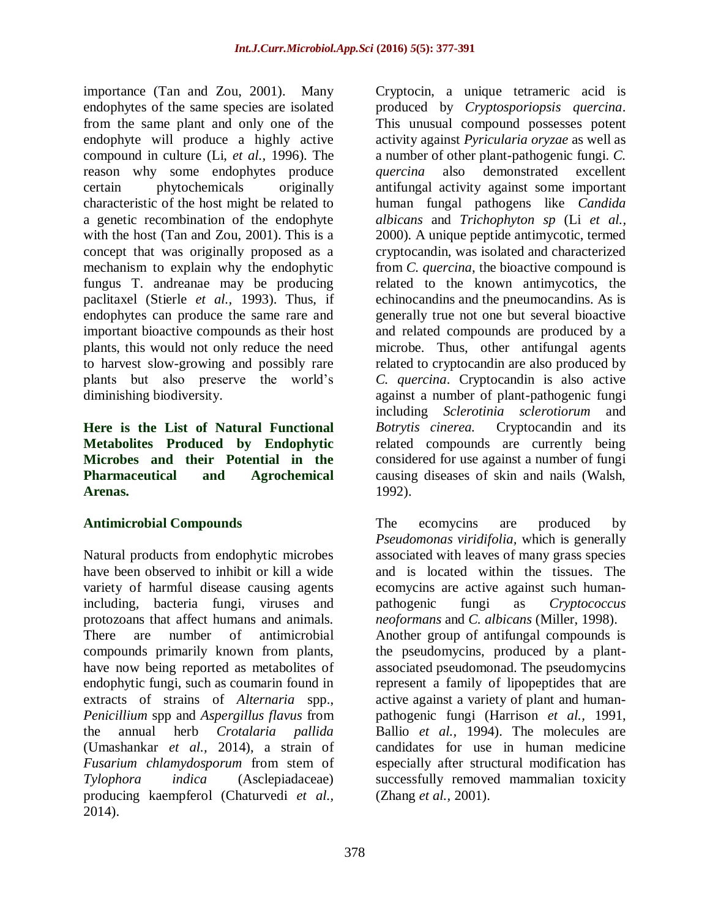importance (Tan and Zou, 2001). Many endophytes of the same species are isolated from the same plant and only one of the endophyte will produce a highly active compound in culture (Li, *et al.,* 1996). The reason why some endophytes produce certain phytochemicals originally characteristic of the host might be related to a genetic recombination of the endophyte with the host (Tan and Zou, 2001). This is a concept that was originally proposed as a mechanism to explain why the endophytic fungus T. andreanae may be producing paclitaxel (Stierle *et al.,* 1993). Thus, if endophytes can produce the same rare and important bioactive compounds as their host plants, this would not only reduce the need to harvest slow-growing and possibly rare plants but also preserve the world's diminishing biodiversity.

**Here is the List of Natural Functional Metabolites Produced by Endophytic Microbes and their Potential in the Pharmaceutical and Agrochemical Arenas.**

## Antimicrobial Compounds

Natural products from endophytic microbes have been observed to inhibit or kill a wide variety of harmful disease causing agents including, bacteria fungi, viruses and protozoans that affect humans and animals. There are number of antimicrobial compounds primarily known from plants, have now being reported as metabolites of endophytic fungi, such as coumarin found in extracts of strains of *Alternaria* spp., *Penicillium* spp and *Aspergillus flavus* from the annual herb *Crotalaria pallida* (Umashankar *et al.,* 2014), a strain of *Fusarium chlamydosporum* from stem of *Tylophora indica* (Asclepiadaceae) producing kaempferol (Chaturvedi *et al.,* 2014).

Cryptocin, a unique tetrameric acid is produced by *Cryptosporiopsis quercina*. This unusual compound possesses potent activity against *Pyricularia oryzae* as well as a number of other plant-pathogenic fungi. *C. quercina* also demonstrated excellent antifungal activity against some important human fungal pathogens like *Candida albicans* and *Trichophyton sp* (Li *et al.,* 2000). A unique peptide antimycotic, termed cryptocandin, was isolated and characterized from *C. quercina*, the bioactive compound is related to the known antimycotics, the echinocandins and the pneumocandins. As is generally true not one but several bioactive and related compounds are produced by a microbe. Thus, other antifungal agents related to cryptocandin are also produced by *C. quercina*. Cryptocandin is also active against a number of plant-pathogenic fungi including *Sclerotinia sclerotiorum* and *Botrytis cinerea.* Cryptocandin and its related compounds are currently being considered for use against a number of fungi causing diseases of skin and nails (Walsh, 1992).

The ecomycins are produced by *Pseudomonas viridifolia,* which is generally associated with leaves of many grass species and is located within the tissues. The ecomycins are active against such human-pathogenic fungi as *Cryptococcus neoformans* and *C. albicans* (Miller, 1998). Another group of antifungal compounds is the pseudomycins, produced by a plant-associated pseudomonad. The pseudomycins represent a family of lipopeptides that are active against a variety of plant and human-pathogenic fungi (Harrison *et al.,* 1991, Ballio *et al.,* 1994). The molecules are candidates for use in human medicine especially after structural modification has successfully removed mammalian toxicity (Zhang *et al.,* 2001).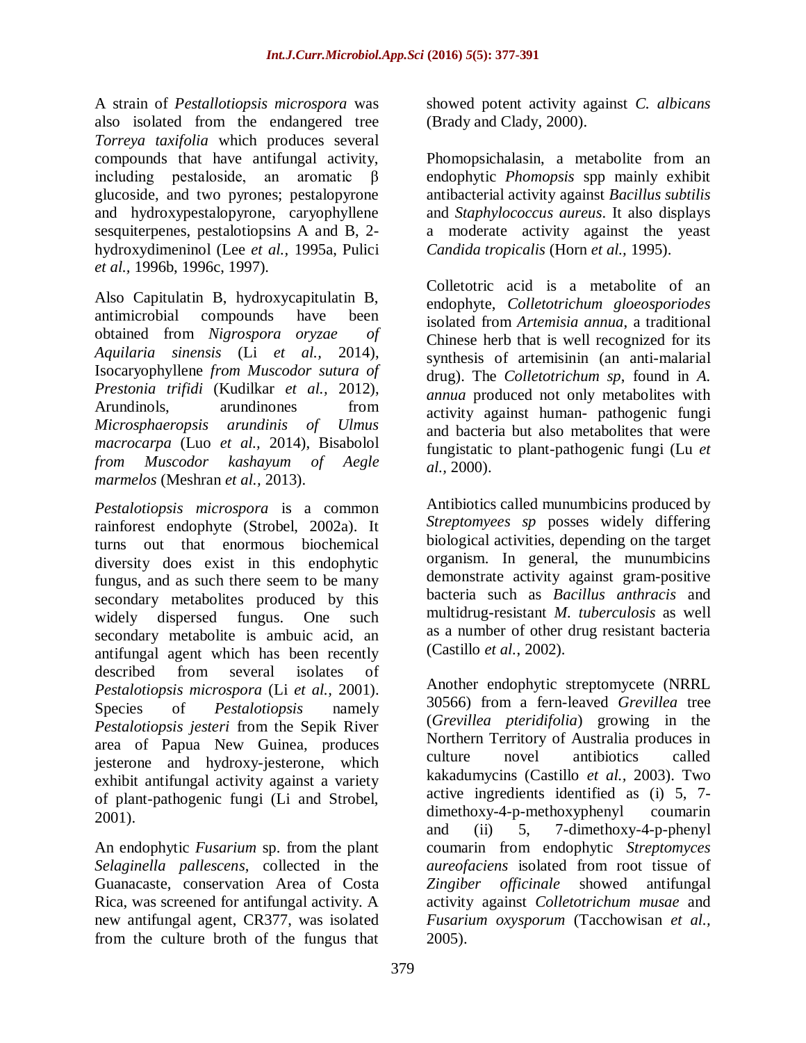A strain of *Pestallotiopsis microspora* was also isolated from the endangered tree *Torreya taxifolia* which produces several compounds that have antifungal activity, including pestaloside, an aromatic β glucoside, and two pyrones; pestalopyrone and hydroxypestalopyrone, caryophyllene sesquiterpenes, pestalotiopsins A and B, 2-hydroxydimeninol (Lee *et al.,* 1995a, Pulici *et al.,* 1996b, 1996c, 1997).

Also Capitulatin B, hydroxycapitulatin B, antimicrobial compounds have been obtained from *Nigrospora oryzae of Aquilaria sinensis* (Li *et al.,* 2014), Isocaryophyllene *from Muscodor sutura of Prestonia trifidi* (Kudilkar *et al.,* 2012), Arundinols, arundinones from *Microsphaeropsis arundinis of Ulmus macrocarpa* (Luo *et al.,* 2014), Bisabolol *from Muscodor kashayum of Aegle marmelos* (Meshran *et al.,* 2013).

*Pestalotiopsis microspora* is a common rainforest endophyte (Strobel, 2002a). It turns out that enormous biochemical diversity does exist in this endophytic fungus, and as such there seem to be many secondary metabolites produced by this widely dispersed fungus. One such secondary metabolite is ambuic acid, an antifungal agent which has been recently described from several isolates of *Pestalotiopsis microspora* (Li *et al.,* 2001). Species of *Pestalotiopsis* namely *Pestalotiopsis jesteri* from the Sepik River area of Papua New Guinea, produces jesterone and hydroxy-jesterone, which exhibit antifungal activity against a variety of plant-pathogenic fungi (Li and Strobel, 2001).

An endophytic *Fusarium* sp. from the plant *Selaginella pallescens*, collected in the Guanacaste, conservation Area of Costa Rica, was screened for antifungal activity. A new antifungal agent, CR377, was isolated from the culture broth of the fungus that showed potent activity against *C. albicans* (Brady and Clady, 2000).

Phomopsichalasin, a metabolite from an endophytic *Phomopsis* spp mainly exhibit antibacterial activity against *Bacillus subtilis* and *Staphylococcus aureus*. It also displays a moderate activity against the yeast *Candida tropicalis* (Horn *et al.*, 1995).

Colletotric acid is a metabolite of an endophyte, *Colletotrichum gloeosporiodes* isolated from *Artemisia annua*, a traditional Chinese herb that is well recognized for its synthesis of artemisinin (an anti-malarial drug). The *Colletotrichum sp*, found in *A. annua* produced not only metabolites with activity against human- pathogenic fungi and bacteria but also metabolites that were fungistatic to plant-pathogenic fungi (Lu *et al.,* 2000).

Antibiotics called munumbicins produced by *Streptomyees sp* posses widely differing biological activities, depending on the target organism. In general, the munumbicins demonstrate activity against gram-positive bacteria such as *Bacillus anthracis* and multidrug-resistant *M. tuberculosis* as well as a number of other drug resistant bacteria (Castillo *et al.*, 2002).

Another endophytic streptomycete (NRRL 30566) from a fern-leaved *Grevillea* tree (*Grevillea pteridifolia*) growing in the Northern Territory of Australia produces in culture novel antibiotics called kakadumycins (Castillo *et al.*, 2003). Two active ingredients identified as (i) 5, 7-dimethoxy-4-p-methoxyphenyl coumarin and (ii) 5, 7-dimethoxy-4-p-phenyl coumarin from endophytic *Streptomyces aureofaciens* isolated from root tissue of *Zingiber officinale* showed antifungal activity against *Colletotrichum musae* and *Fusarium oxysporum* (Tacchowisan *et al.,* 2005).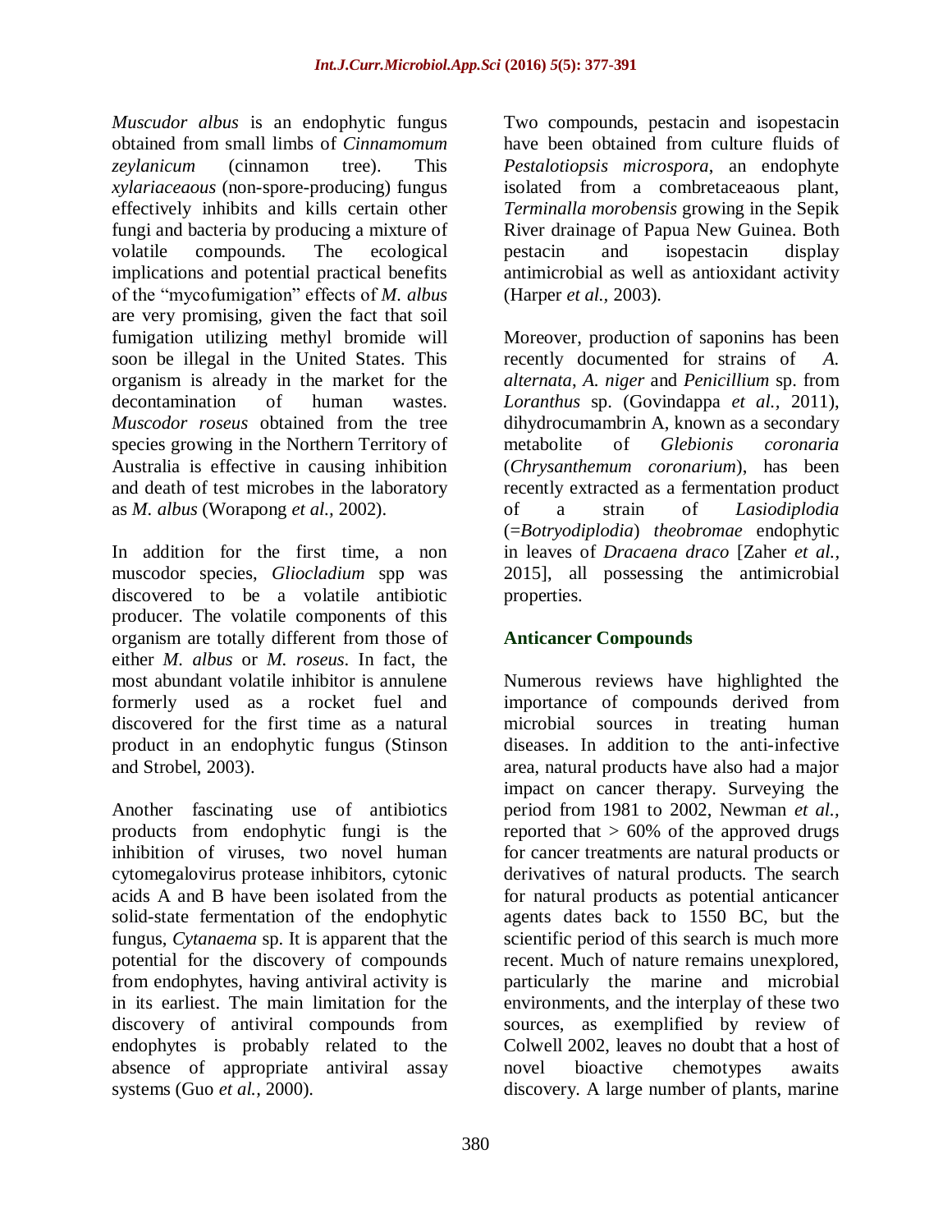*Muscudor albus* is an endophytic fungus obtained from small limbs of *Cinnamomum zeylanicum* (cinnamon tree). This *xylariaceaous* (non-spore-producing) fungus effectively inhibits and kills certain other fungi and bacteria by producing a mixture of volatile compounds. The ecological implications and potential practical benefits of the "mycofumigation" effects of *M. albus* are very promising, given the fact that soil fumigation utilizing methyl bromide will soon be illegal in the United States. This organism is already in the market for the decontamination of human wastes. *Muscodor roseus* obtained from the tree species growing in the Northern Territory of Australia is effective in causing inhibition and death of test microbes in the laboratory as *M. albus* (Worapong *et al.,* 2002).

In addition for the first time, a non muscodor species, *Gliocladium* spp was discovered to be a volatile antibiotic producer. The volatile components of this organism are totally different from those of either *M. albus* or *M. roseus*. In fact, the most abundant volatile inhibitor is annulene formerly used as a rocket fuel and discovered for the first time as a natural product in an endophytic fungus (Stinson and Strobel, 2003).

Another fascinating use of antibiotics products from endophytic fungi is the inhibition of viruses, two novel human cytomegalovirus protease inhibitors, cytonic acids A and B have been isolated from the solid-state fermentation of the endophytic fungus, *Cytanaema* sp. It is apparent that the potential for the discovery of compounds from endophytes, having antiviral activity is in its earliest. The main limitation for the discovery of antiviral compounds from endophytes is probably related to the absence of appropriate antiviral assay systems (Guo *et al.,* 2000).

Two compounds, pestacin and isopestacin have been obtained from culture fluids of *Pestalotiopsis microspora*, an endophyte isolated from a combretaceaous plant, *Terminalla morobensis* growing in the Sepik River drainage of Papua New Guinea. Both pestacin and isopestacin display antimicrobial as well as antioxidant activity (Harper *et al.,* 2003).

Moreover, production of saponins has been recently documented for strains of *A. alternata*, *A. niger* and *Penicillium* sp. from *Loranthus* sp. (Govindappa *et al.,* 2011), dihydrocumambrin A, known as a secondary metabolite of *Glebionis coronaria* (*Chrysanthemum coronarium*), has been recently extracted as a fermentation product of a strain of *Lasiodiplodia* (=*Botryodiplodia*) *theobromae* endophytic in leaves of *Dracaena draco* [Zaher *et al.,* 2015], all possessing the antimicrobial properties.

## Anticancer Compounds

Numerous reviews have highlighted the importance of compounds derived from microbial sources in treating human diseases. In addition to the anti-infective area, natural products have also had a major impact on cancer therapy. Surveying the period from 1981 to 2002, Newman *et al.,* reported that > 60% of the approved drugs for cancer treatments are natural products or derivatives of natural products. The search for natural products as potential anticancer agents dates back to 1550 BC, but the scientific period of this search is much more recent. Much of nature remains unexplored, particularly the marine and microbial environments, and the interplay of these two sources, as exemplified by review of Colwell 2002, leaves no doubt that a host of novel bioactive chemotypes awaits discovery. A large number of plants, marine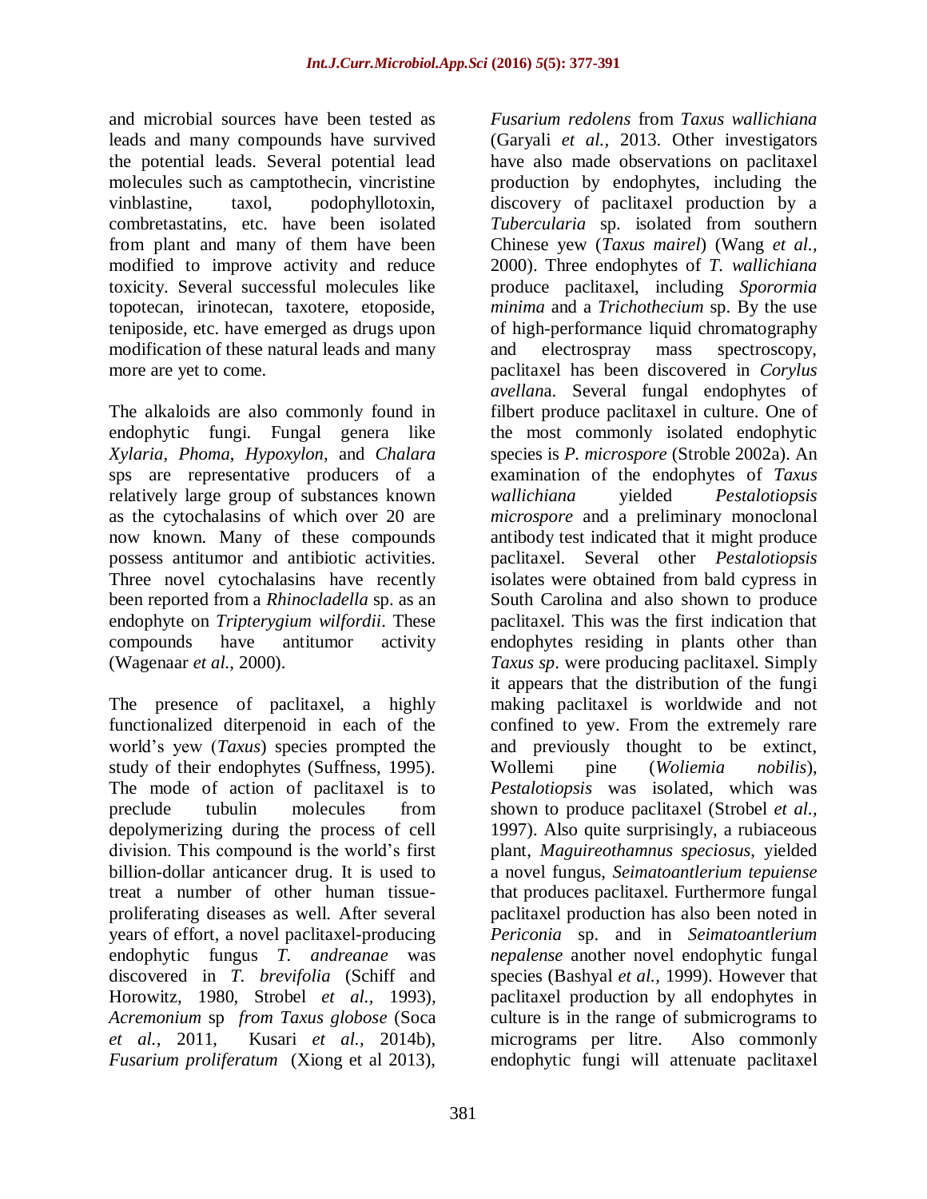and microbial sources have been tested as leads and many compounds have survived the potential leads. Several potential lead molecules such as camptothecin, vincristine vinblastine, taxol, podophyllotoxin, combretastatins, etc. have been isolated from plant and many of them have been modified to improve activity and reduce toxicity. Several successful molecules like topotecan, irinotecan, taxotere, etoposide, teniposide, etc. have emerged as drugs upon modification of these natural leads and many more are yet to come.

The alkaloids are also commonly found in endophytic fungi. Fungal genera like *Xylaria*, *Phoma*, *Hypoxylon*, and *Chalara* sps are representative producers of a relatively large group of substances known as the cytochalasins of which over 20 are now known. Many of these compounds possess antitumor and antibiotic activities. Three novel cytochalasins have recently been reported from a *Rhinocladella* sp. as an endophyte on *Tripterygium wilfordii*. These compounds have antitumor activity (Wagenaar *et al.,* 2000).

The presence of paclitaxel, a highly functionalized diterpenoid in each of the world's yew (*Taxus*) species prompted the study of their endophytes (Suffness, 1995). The mode of action of paclitaxel is to preclude tubulin molecules from depolymerizing during the process of cell division. This compound is the world's first billion-dollar anticancer drug. It is used to treat a number of other human tissue-proliferating diseases as well. After several years of effort, a novel paclitaxel-producing endophytic fungus *T. andreanae* was discovered in *T. brevifolia* (Schiff and Horowitz, 1980, Strobel *et al.,* 1993), *Acremonium* sp *from Taxus globose* (Soca *et al.,* 2011, Kusari *et al.,* 2014b), *Fusarium proliferatum* (Xiong et al 2013), *Fusarium redolens* from *Taxus wallichiana* (Garyali *et al.,* 2013. Other investigators have also made observations on paclitaxel production by endophytes, including the discovery of paclitaxel production by a *Tubercularia* sp. isolated from southern Chinese yew (*Taxus mairel*) (Wang *et al.,* 2000). Three endophytes of *T. wallichiana* produce paclitaxel, including *Sporormia minima* and a *Trichothecium* sp. By the use of high-performance liquid chromatography and electrospray mass spectroscopy, paclitaxel has been discovered in *Corylus avellan*a. Several fungal endophytes of filbert produce paclitaxel in culture. One of the most commonly isolated endophytic species is *P. microspore* (Stroble 2002a). An examination of the endophytes of *Taxus wallichiana* yielded *Pestalotiopsis microspore* and a preliminary monoclonal antibody test indicated that it might produce paclitaxel. Several other *Pestalotiopsis* isolates were obtained from bald cypress in South Carolina and also shown to produce paclitaxel. This was the first indication that endophytes residing in plants other than *Taxus sp*. were producing paclitaxel. Simply it appears that the distribution of the fungi making paclitaxel is worldwide and not confined to yew. From the extremely rare and previously thought to be extinct, Wollemi pine (*Woliemia nobilis*), *Pestalotiopsis* was isolated, which was shown to produce paclitaxel (Strobel *et al.,* 1997). Also quite surprisingly, a rubiaceous plant, *Maguireothamnus speciosus*, yielded a novel fungus, *Seimatoantlerium tepuiense* that produces paclitaxel. Furthermore fungal paclitaxel production has also been noted in *Periconia* sp. and in *Seimatoantlerium nepalense* another novel endophytic fungal species (Bashyal *et al.,* 1999). However that paclitaxel production by all endophytes in culture is in the range of submicrograms to micrograms per litre. Also commonly endophytic fungi will attenuate paclitaxel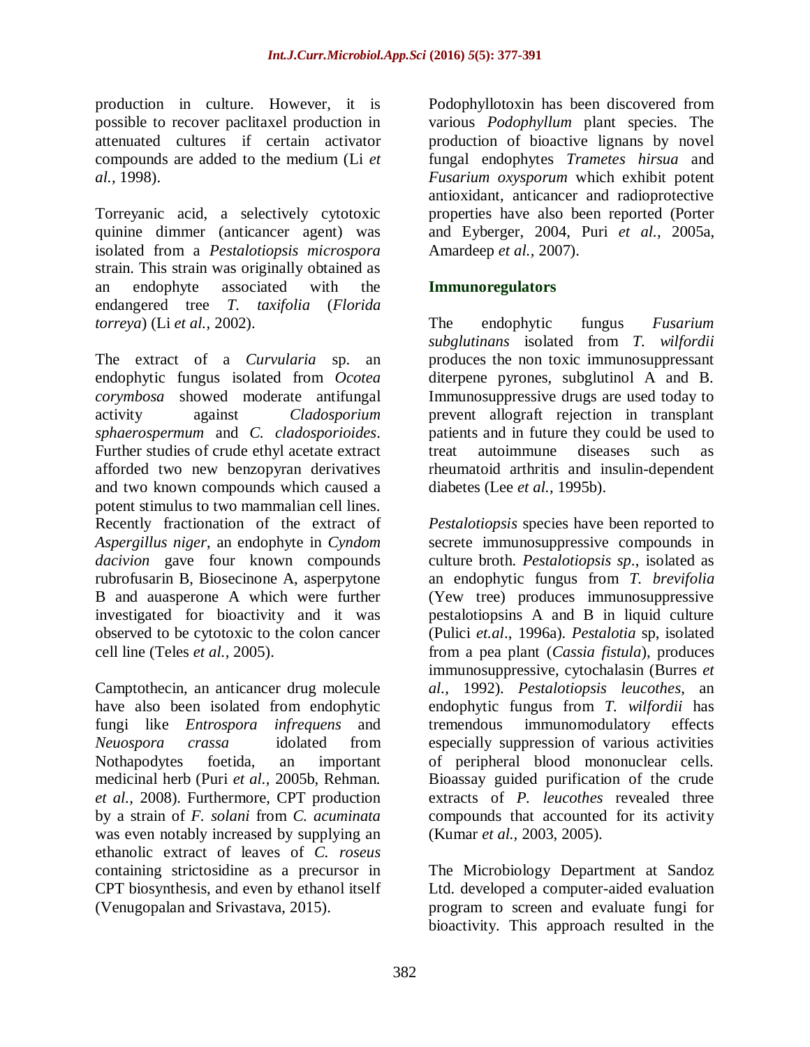production in culture. However, it is possible to recover paclitaxel production in attenuated cultures if certain activator compounds are added to the medium (Li *et al.,* 1998).

Torreyanic acid, a selectively cytotoxic quinine dimmer (anticancer agent) was isolated from a *Pestalotiopsis microspora* strain. This strain was originally obtained as an endophyte associated with the endangered tree *T. taxifolia* (*Florida torreya*) (Li *et al.,* 2002).

The extract of a *Curvularia* sp. an endophytic fungus isolated from *Ocotea corymbosa* showed moderate antifungal activity against *Cladosporium sphaerospermum* and *C. cladosporioides*. Further studies of crude ethyl acetate extract afforded two new benzopyran derivatives and two known compounds which caused a potent stimulus to two mammalian cell lines. Recently fractionation of the extract of *Aspergillus niger*, an endophyte in *Cyndom dacivion* gave four known compounds rubrofusarin B, Biosecinone A, asperpytone B and auasperone A which were further investigated for bioactivity and it was observed to be cytotoxic to the colon cancer cell line (Teles *et al.,* 2005).

Camptothecin, an anticancer drug molecule have also been isolated from endophytic fungi like *Entrospora infrequens* and *Neuospora crassa* idolated from Nothapodytes foetida, an important medicinal herb (Puri *et al.,* 2005b, Rehman. *et al.,* 2008). Furthermore, CPT production by a strain of *F. solani* from *C. acuminata* was even notably increased by supplying an ethanolic extract of leaves of *C. roseus* containing strictosidine as a precursor in CPT biosynthesis, and even by ethanol itself (Venugopalan and Srivastava, 2015).

Podophyllotoxin has been discovered from various *Podophyllum* plant species. The production of bioactive lignans by novel fungal endophytes *Trametes hirsua* and *Fusarium oxysporum* which exhibit potent antioxidant, anticancer and radioprotective properties have also been reported (Porter and Eyberger, 2004, Puri *et al.,* 2005a, Amardeep *et al.,* 2007).

## Immunoregulators

The endophytic fungus *Fusarium subglutinans* isolated from *T. wilfordii* produces the non toxic immunosuppressant diterpene pyrones, subglutinol A and B. Immunosuppressive drugs are used today to prevent allograft rejection in transplant patients and in future they could be used to treat autoimmune diseases such as rheumatoid arthritis and insulin-dependent diabetes (Lee *et al.,* 1995b).

*Pestalotiopsis* species have been reported to secrete immunosuppressive compounds in culture broth. *Pestalotiopsis sp*., isolated as an endophytic fungus from *T. brevifolia* (Yew tree) produces immunosuppressive pestalotiopsins A and B in liquid culture (Pulici *et.al*., 1996a). *Pestalotia* sp, isolated from a pea plant (*Cassia fistula*), produces immunosuppressive, cytochalasin (Burres *et al.,* 1992). *Pestalotiopsis leucothes*, an endophytic fungus from *T. wilfordii* has tremendous immunomodulatory effects especially suppression of various activities of peripheral blood mononuclear cells. Bioassay guided purification of the crude extracts of *P. leucothes* revealed three compounds that accounted for its activity (Kumar *et al.,* 2003, 2005).

The Microbiology Department at Sandoz Ltd. developed a computer-aided evaluation program to screen and evaluate fungi for bioactivity. This approach resulted in the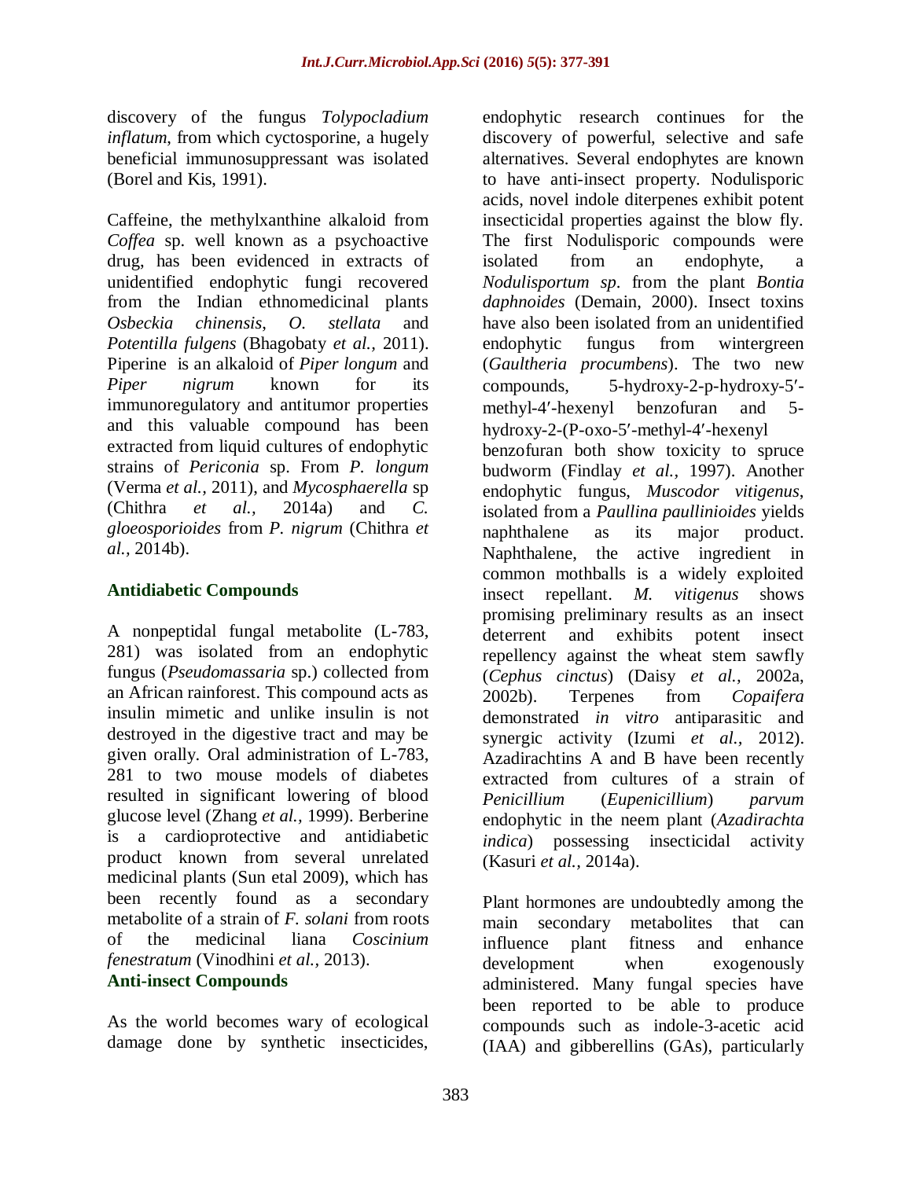discovery of the fungus *Tolypocladium inflatum*, from which cyctosporine, a hugely beneficial immunosuppressant was isolated (Borel and Kis, 1991).

Caffeine, the methylxanthine alkaloid from *Coffea* sp. well known as a psychoactive drug, has been evidenced in extracts of unidentified endophytic fungi recovered from the Indian ethnomedicinal plants *Osbeckia chinensis*, *O. stellata* and *Potentilla fulgens* (Bhagobaty *et al.,* 2011). Piperine is an alkaloid of *Piper longum* and *Piper nigrum* known for its immunoregulatory and antitumor properties and this valuable compound has been extracted from liquid cultures of endophytic strains of *Periconia* sp. From *P. longum* (Verma *et al.*, 2011), and *Mycosphaerella* sp (Chithra *et al.,* 2014a) and *C. gloeosporioides* from *P. nigrum* (Chithra *et al.*, 2014b).

## Antidiabetic Compounds

A nonpeptidal fungal metabolite (L-783, 281) was isolated from an endophytic fungus (*Pseudomassaria* sp.) collected from an African rainforest. This compound acts as insulin mimetic and unlike insulin is not destroyed in the digestive tract and may be given orally. Oral administration of L-783, 281 to two mouse models of diabetes resulted in significant lowering of blood glucose level (Zhang *et al.,* 1999). Berberine is a cardioprotective and antidiabetic product known from several unrelated medicinal plants (Sun etal 2009), which has been recently found as a secondary metabolite of a strain of *F. solani* from roots of the medicinal liana *Coscinium fenestratum* (Vinodhini *et al.,* 2013).

## Anti-insect Compounds

As the world becomes wary of ecological damage done by synthetic insecticides, endophytic research continues for the discovery of powerful, selective and safe alternatives. Several endophytes are known to have anti-insect property. Nodulisporic acids, novel indole diterpenes exhibit potent insecticidal properties against the blow fly. The first Nodulisporic compounds were isolated from an endophyte, a *Nodulisportum sp*. from the plant *Bontia daphnoides* (Demain, 2000). Insect toxins have also been isolated from an unidentified endophytic fungus from wintergreen (*Gaultheria procumbens*). The two new compounds, 5-hydroxy-2-p-hydroxy-5′-methyl-4′-hexenyl benzofuran and 5-hydroxy-2-(P-oxo-5′-methyl-4′-hexenyl benzofuran both show toxicity to spruce budworm (Findlay *et al.,* 1997). Another endophytic fungus, *Muscodor vitigenus*, isolated from a *Paullina paullinioides* yields naphthalene as its major product. Naphthalene, the active ingredient in common mothballs is a widely exploited insect repellant. *M. vitigenus* shows promising preliminary results as an insect deterrent and exhibits potent insect repellency against the wheat stem sawfly (*Cephus cinctus*) (Daisy *et al.,* 2002a, 2002b). Terpenes from *Copaifera* demonstrated *in vitro* antiparasitic and synergic activity (Izumi *et al.,* 2012). Azadirachtins A and B have been recently extracted from cultures of a strain of *Penicillium* (*Eupenicillium*) *parvum* endophytic in the neem plant (*Azadirachta indica*) possessing insecticidal activity (Kasuri *et al.*, 2014a).

Plant hormones are undoubtedly among the main secondary metabolites that can influence plant fitness and enhance development when exogenously administered. Many fungal species have been reported to be able to produce compounds such as indole-3-acetic acid (IAA) and gibberellins (GAs), particularly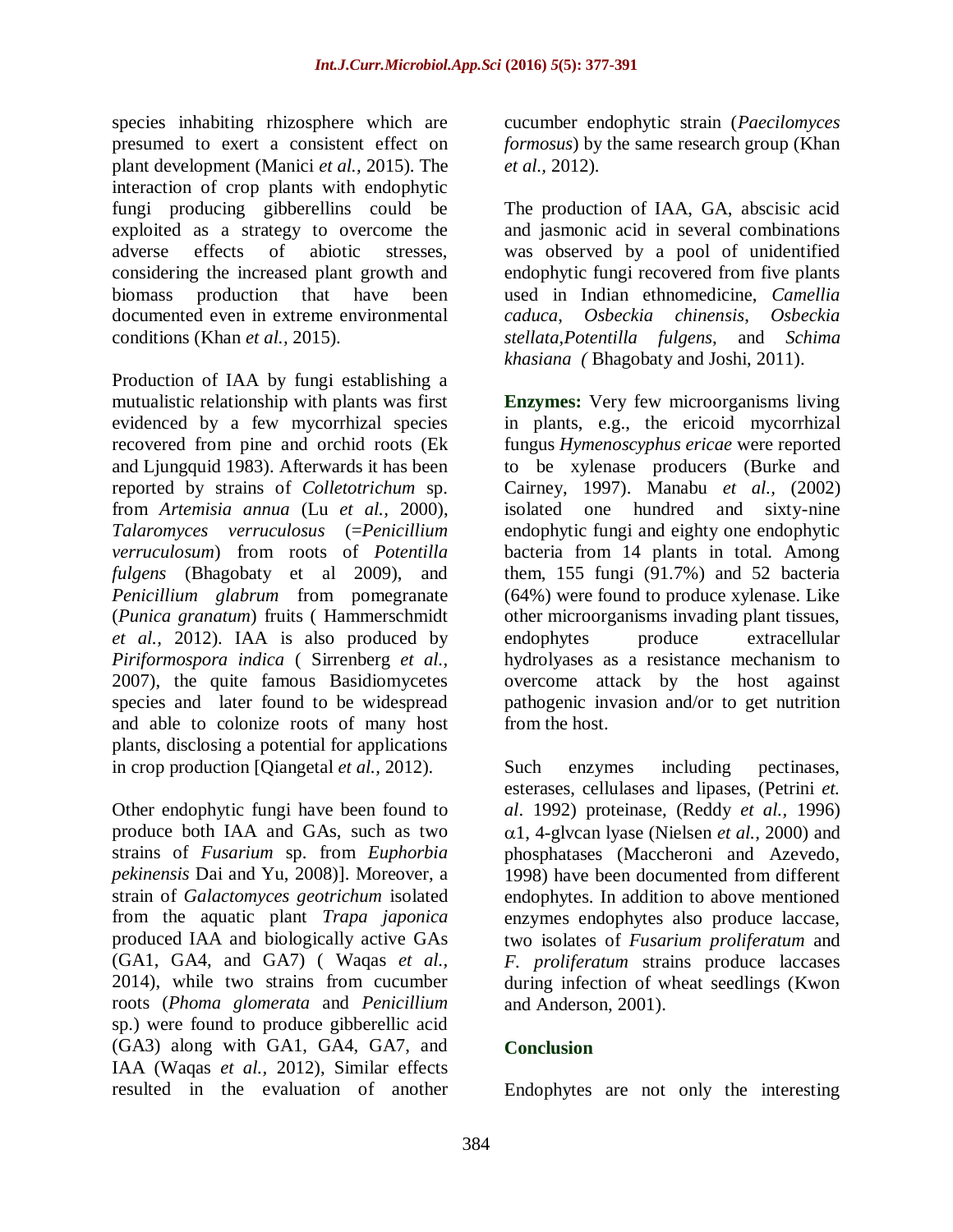species inhabiting rhizosphere which are presumed to exert a consistent effect on plant development (Manici *et al.,* 2015). The interaction of crop plants with endophytic fungi producing gibberellins could be exploited as a strategy to overcome the adverse effects of abiotic stresses, considering the increased plant growth and biomass production that have been documented even in extreme environmental conditions (Khan *et al.,* 2015).

Production of IAA by fungi establishing a mutualistic relationship with plants was first evidenced by a few mycorrhizal species recovered from pine and orchid roots (Ek and Ljungquid 1983). Afterwards it has been reported by strains of *Colletotrichum* sp. from *Artemisia annua* (Lu *et al.,* 2000), *Talaromyces verruculosus* (=*Penicillium verruculosum*) from roots of *Potentilla fulgens* (Bhagobaty et al 2009), and *Penicillium glabrum* from pomegranate (*Punica granatum*) fruits ( Hammerschmidt *et al.,* 2012). IAA is also produced by *Piriformospora indica* ( Sirrenberg *et al.,* 2007), the quite famous Basidiomycetes species and later found to be widespread and able to colonize roots of many host plants, disclosing a potential for applications in crop production [Qiangetal *et al.,* 2012).

Other endophytic fungi have been found to produce both IAA and GAs, such as two strains of *Fusarium* sp. from *Euphorbia pekinensis* Dai and Yu, 2008)]. Moreover, a strain of *Galactomyces geotrichum* isolated from the aquatic plant *Trapa japonica* produced IAA and biologically active GAs (GA1, GA4, and GA7) ( Waqas *et al.,* 2014), while two strains from cucumber roots (*Phoma glomerata* and *Penicillium* sp.) were found to produce gibberellic acid (GA3) along with GA1, GA4, GA7, and IAA (Waqas *et al.,* 2012), Similar effects resulted in the evaluation of another cucumber endophytic strain (*Paecilomyces formosus*) by the same research group (Khan *et al.,* 2012).

The production of IAA, GA, abscisic acid and jasmonic acid in several combinations was observed by a pool of unidentified endophytic fungi recovered from five plants used in Indian ethnomedicine, *Camellia caduca*, *Osbeckia chinensis*, *Osbeckia stellata*,*Potentilla fulgens*, and *Schima khasiana (* Bhagobaty and Joshi, 2011).

**Enzymes:** Very few microorganisms living in plants, e.g., the ericoid mycorrhizal fungus *Hymenoscyphus ericae* were reported to be xylenase producers (Burke and Cairney, 1997). Manabu *et al.,* (2002) isolated one hundred and sixty-nine endophytic fungi and eighty one endophytic bacteria from 14 plants in total. Among them, 155 fungi (91.7%) and 52 bacteria (64%) were found to produce xylenase. Like other microorganisms invading plant tissues, endophytes produce extracellular hydrolyases as a resistance mechanism to overcome attack by the host against pathogenic invasion and/or to get nutrition from the host.

Such enzymes including pectinases, esterases, cellulases and lipases, (Petrini *et. al*. 1992) proteinase, (Reddy *et al.,* 1996) $\alpha$1, 4-glvcan lyase (Nielsen *et al.,* 2000) and phosphatases (Maccheroni and Azevedo, 1998) have been documented from different endophytes. In addition to above mentioned enzymes endophytes also produce laccase, two isolates of *Fusarium proliferatum* and *F. proliferatum* strains produce laccases during infection of wheat seedlings (Kwon and Anderson, 2001).

## Conclusion

Endophytes are not only the interesting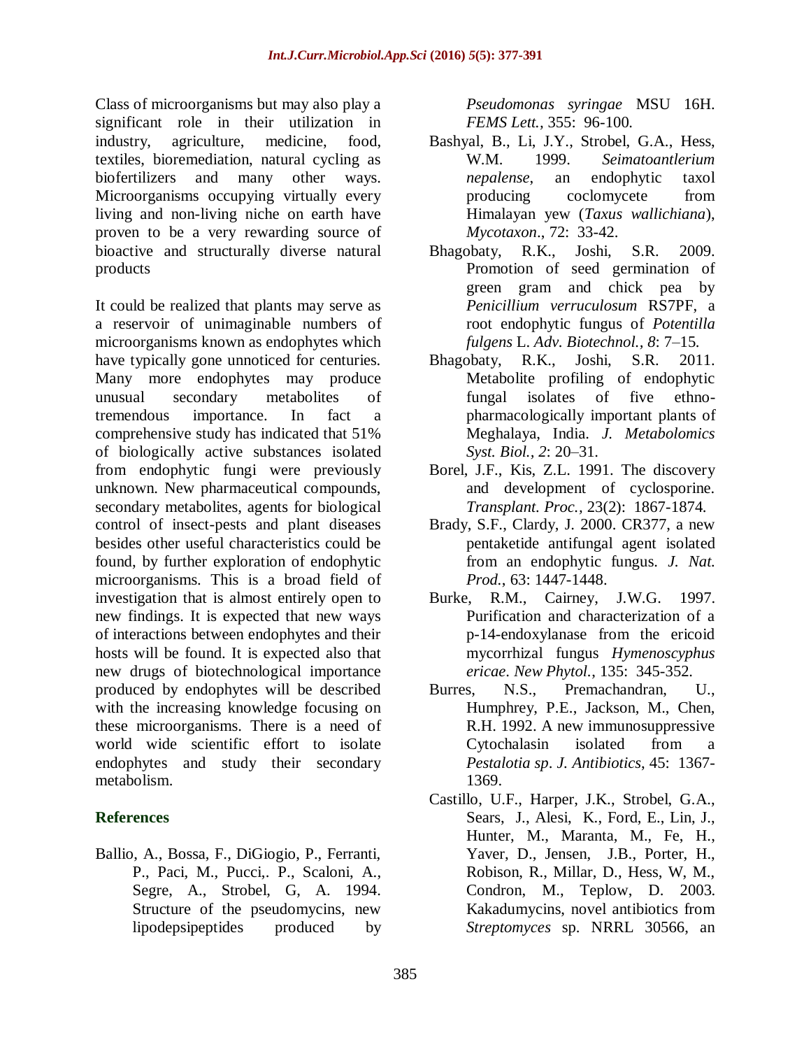Class of microorganisms but may also play a significant role in their utilization in industry, agriculture, medicine, food, textiles, bioremediation, natural cycling as biofertilizers and many other ways. Microorganisms occupying virtually every living and non-living niche on earth have proven to be a very rewarding source of bioactive and structurally diverse natural products

It could be realized that plants may serve as a reservoir of unimaginable numbers of microorganisms known as endophytes which have typically gone unnoticed for centuries. Many more endophytes may produce unusual secondary metabolites of tremendous importance. In fact a comprehensive study has indicated that 51% of biologically active substances isolated from endophytic fungi were previously unknown. New pharmaceutical compounds, secondary metabolites, agents for biological control of insect-pests and plant diseases besides other useful characteristics could be found, by further exploration of endophytic microorganisms. This is a broad field of investigation that is almost entirely open to new findings. It is expected that new ways of interactions between endophytes and their hosts will be found. It is expected also that new drugs of biotechnological importance produced by endophytes will be described with the increasing knowledge focusing on these microorganisms. There is a need of world wide scientific effort to isolate endophytes and study their secondary metabolism.

## References

Ballio, A., Bossa, F., DiGiogio, P., Ferranti, P., Paci, M., Pucci,. P., Scaloni, A., Segre, A., Strobel, G, A. 1994. Structure of the pseudomycins, new lipodepsipeptides produced by *Pseudomonas syringae* MSU 16H. *FEMS Lett.*, 355: 96-100.

Bashyal, B., Li, J.Y., Strobel, G.A., Hess, W.M. 1999. *Seimatoantlerium nepalense*, an endophytic taxol producing coclomycete from Himalayan yew (*Taxus wallichiana*), *Mycotaxon*., 72: 33-42.

Bhagobaty, R.K., Joshi, S.R. 2009. Promotion of seed germination of green gram and chick pea by *Penicillium verruculosum* RS7PF, a root endophytic fungus of *Potentilla fulgens* L. *Adv. Biotechnol., 8*: 7–15.

Bhagobaty, R.K., Joshi, S.R. 2011. Metabolite profiling of endophytic fungal isolates of five ethno-pharmacologically important plants of Meghalaya, India. *J. Metabolomics Syst. Biol., 2*: 20–31.

Borel, J.F., Kis, Z.L. 1991. The discovery and development of cyclosporine. *Transplant. Proc.,* 23(2): 1867-1874.

Brady, S.F., Clardy, J. 2000. CR377, a new pentaketide antifungal agent isolated from an endophytic fungus. *J. Nat. Prod.*, 63: 1447-1448.

Burke, R.M., Cairney, J.W.G. 1997. Purification and characterization of a p-14-endoxylanase from the ericoid mycorrhizal fungus *Hymenoscyphus ericae*. *New Phytol.*, 135: 345-352.

Burres, N.S., Premachandran, U., Humphrey, P.E., Jackson, M., Chen, R.H. 1992. A new immunosuppressive Cytochalasin isolated from a *Pestalotia sp*. *J. Antibiotics*, 45: 1367-1369.

Castillo, U.F., Harper, J.K., Strobel, G.A., Sears, J., Alesi, K., Ford, E., Lin, J., Hunter, M., Maranta, M., Fe, H., Yaver, D., Jensen, J.B., Porter, H., Robison, R., Millar, D., Hess, W, M., Condron, M., Teplow, D. 2003. Kakadumycins, novel antibiotics from *Streptomyces* sp. NRRL 30566, an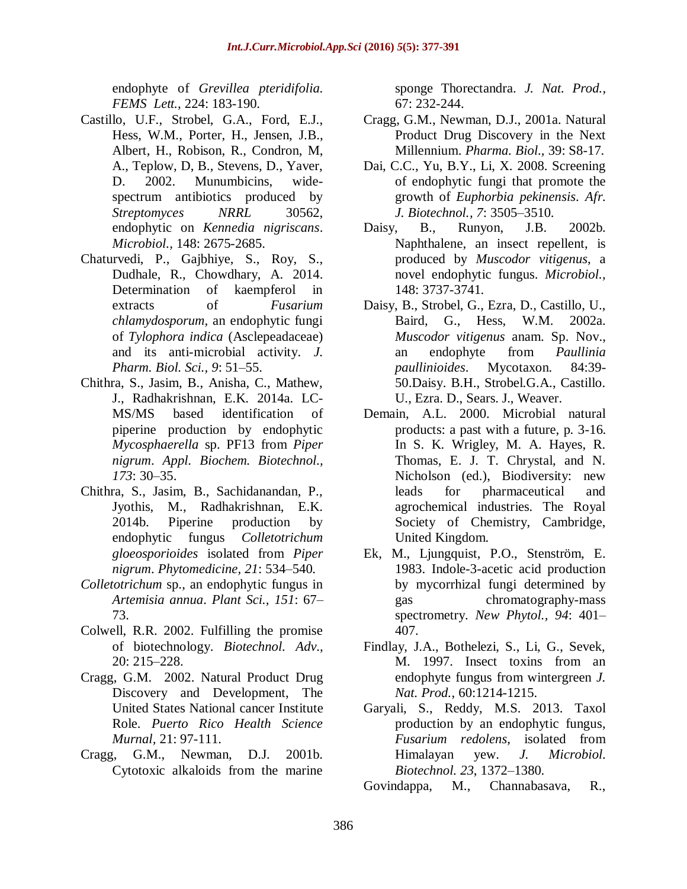endophyte of *Grevillea pteridifolia*. *FEMS Lett.*, 224: 183-190.

Castillo, U.F., Strobel, G.A., Ford, E.J., Hess, W.M., Porter, H., Jensen, J.B., Albert, H., Robison, R., Condron, M, A., Teplow, D, B., Stevens, D., Yaver, D. 2002. Munumbicins, wide-spectrum antibiotics produced by *Streptomyces NRRL* 30562, endophytic on *Kennedia nigriscans*. *Microbiol.*, 148: 2675-2685.

Chaturvedi, P., Gajbhiye, S., Roy, S., Dudhale, R., Chowdhary, A. 2014. Determination of kaempferol in extracts of *Fusarium chlamydosporum*, an endophytic fungi of *Tylophora indica* (Asclepeadaceae) and its anti-microbial activity. *J. Pharm. Biol. Sci.*, *9*: 51–55.

Chithra, S., Jasim, B., Anisha, C., Mathew, J., Radhakrishnan, E.K. 2014a. LC-MS/MS based identification of piperine production by endophytic *Mycosphaerella* sp. PF13 from *Piper nigrum*. *Appl. Biochem. Biotechnol., 173*: 30–35.

Chithra, S., Jasim, B., Sachidanandan, P., Jyothis, M., Radhakrishnan, E.K. 2014b. Piperine production by endophytic fungus *Colletotrichum gloeosporioides* isolated from *Piper nigrum*. *Phytomedicine, 21*: 534–540.

*Colletotrichum* sp., an endophytic fungus in *Artemisia annua*. *Plant Sci., 151*: 67–73.

Colwell, R.R. 2002. Fulfilling the promise of biotechnology. *Biotechnol. Adv.,* 20: 215–228.

Cragg, G.M. 2002. Natural Product Drug Discovery and Development, The United States National cancer Institute Role. *Puerto Rico Health Science Murnal,* 21: 97-111.

Cragg, G.M., Newman, D.J. 2001b. Cytotoxic alkaloids from the marine sponge Thorectandra. *J. Nat. Prod.*, 67: 232-244.

Cragg, G.M., Newman, D.J., 2001a. Natural Product Drug Discovery in the Next Millennium. *Pharma. Biol*., 39: S8-17.

Dai, C.C., Yu, B.Y., Li, X. 2008. Screening of endophytic fungi that promote the growth of *Euphorbia pekinensis*. *Afr. J. Biotechnol.*, *7*: 3505–3510.

Daisy, B., Runyon, J.B. 2002b. Naphthalene, an insect repellent, is produced by *Muscodor vitigenus*, a novel endophytic fungus. *Microbiol.,* 148: 3737-3741.

Daisy, B., Strobel, G., Ezra, D., Castillo, U., Baird, G., Hess, W.M. 2002a. *Muscodor vitigenus* anam. Sp. Nov., an endophyte from *Paullinia paullinioides*. Mycotaxon. 84:39-50.Daisy. B.H., Strobel.G.A., Castillo. U., Ezra. D., Sears. J., Weaver.

Demain, A.L. 2000. Microbial natural products: a past with a future, p. 3-16. In S. K. Wrigley, M. A. Hayes, R. Thomas, E. J. T. Chrystal, and N. Nicholson (ed.), Biodiversity: new leads for pharmaceutical and agrochemical industries. The Royal Society of Chemistry, Cambridge, United Kingdom.

Ek, M., Ljungquist, P.O., Stenström, E. 1983. Indole-3-acetic acid production by mycorrhizal fungi determined by gas chromatography-mass spectrometry. *New Phytol.*, *94*: 401–407.

Findlay, J.A., Bothelezi, S., Li, G., Sevek, M. 1997. Insect toxins from an endophyte fungus from wintergreen *J. Nat. Prod.*, 60:1214-1215.

Garyali, S., Reddy, M.S. 2013. Taxol production by an endophytic fungus, *Fusarium redolens*, isolated from Himalayan yew. *J. Microbiol. Biotechnol. 23*, 1372–1380.

Govindappa, M., Channabasava, R.,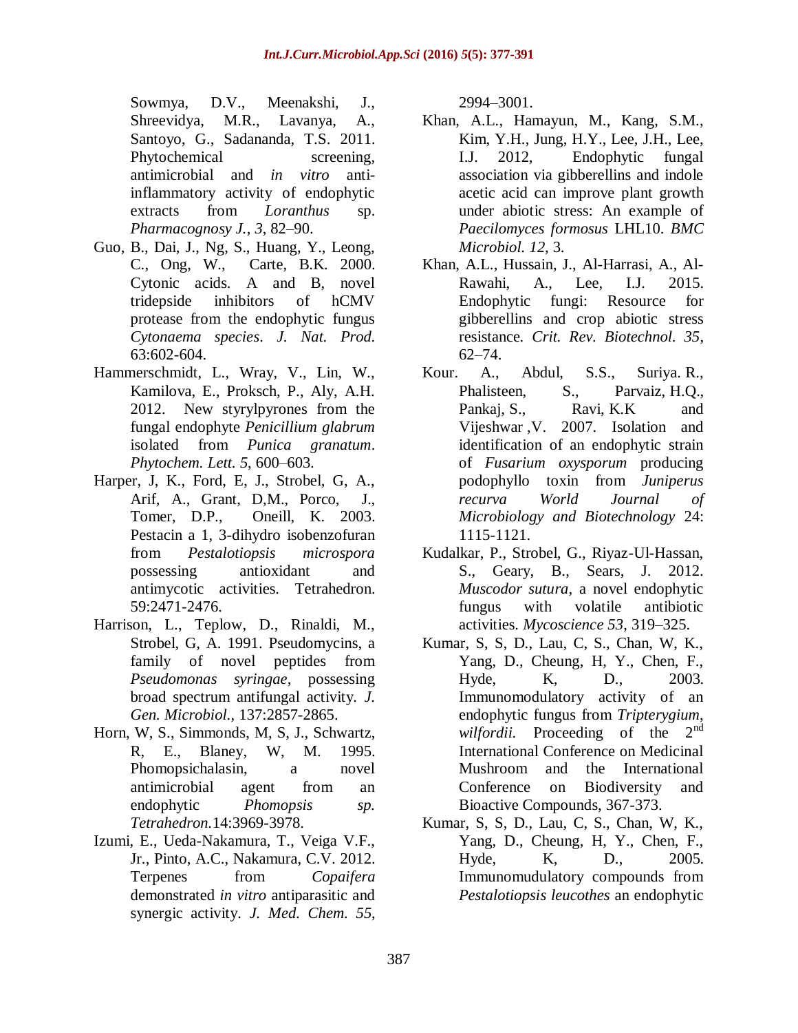Sowmya, D.V., Meenakshi, J., Shreevidya, M.R., Lavanya, A., Santoyo, G., Sadananda, T.S. 2011. Phytochemical screening, antimicrobial and *in vitro* anti-inflammatory activity of endophytic extracts from *Loranthus* sp. *Pharmacognosy J.*, *3*, 82–90.

Guo, B., Dai, J., Ng, S., Huang, Y., Leong, C., Ong, W., Carte, B.K. 2000. Cytonic acids. A and B, novel tridepside inhibitors of hCMV protease from the endophytic fungus *Cytonaema species*. *J. Nat. Prod.* 63:602-604.

Hammerschmidt, L., Wray, V., Lin, W., Kamilova, E., Proksch, P., Aly, A.H. 2012. New styrylpyrones from the fungal endophyte *Penicillium glabrum* isolated from *Punica granatum*. *Phytochem. Lett. 5*, 600–603.

Harper, J, K., Ford, E, J., Strobel, G, A., Arif, A., Grant, D,M., Porco, J., Tomer, D.P., Oneill, K. 2003. Pestacin a 1, 3-dihydro isobenzofuran from *Pestalotiopsis microspora* possessing antioxidant and antimycotic activities. Tetrahedron. 59:2471-2476.

Harrison, L., Teplow, D., Rinaldi, M., Strobel, G, A. 1991. Pseudomycins, a family of novel peptides from *Pseudomonas syringae*, possessing broad spectrum antifungal activity. *J. Gen. Microbiol.*, 137:2857-2865.

Horn, W, S., Simmonds, M, S, J., Schwartz, R, E., Blaney, W, M. 1995. Phomopsichalasin, a novel antimicrobial agent from an endophytic *Phomopsis sp. Tetrahedron.*14:3969-3978.

Izumi, E., Ueda-Nakamura, T., Veiga V.F., Jr., Pinto, A.C., Nakamura, C.V. 2012. Terpenes from *Copaifera* demonstrated *in vitro* antiparasitic and synergic activity. *J. Med. Chem. 55*, 2994–3001.

Khan, A.L., Hamayun, M., Kang, S.M., Kim, Y.H., Jung, H.Y., Lee, J.H., Lee, I.J. 2012, Endophytic fungal association via gibberellins and indole acetic acid can improve plant growth under abiotic stress: An example of *Paecilomyces formosus* LHL10. *BMC Microbiol. 12*, 3.

Khan, A.L., Hussain, J., Al-Harrasi, A., Al-Rawahi, A., Lee, I.J. 2015. Endophytic fungi: Resource for gibberellins and crop abiotic stress resistance. *Crit. Rev. Biotechnol. 35*, 62–74.

Kour. A., Abdul, S.S., Suriya. R., Phalisteen, S., Parvaiz, H.Q., Pankaj, S., Ravi, K.K and Vijeshwar ,V. 2007. Isolation and identification of an endophytic strain of *Fusarium oxysporum* producing podophyllo toxin from *Juniperus recurva World Journal of Microbiology and Biotechnology* 24: 1115-1121.

Kudalkar, P., Strobel, G., Riyaz-Ul-Hassan, S., Geary, B., Sears, J. 2012. *Muscodor sutura*, a novel endophytic fungus with volatile antibiotic activities. *Mycoscience 53*, 319–325.

Kumar, S, S, D., Lau, C, S., Chan, W, K., Yang, D., Cheung, H, Y., Chen, F., Hyde, K, D., 2003. Immunomodulatory activity of an endophytic fungus from *Tripterygium, wilfordii.* Proceeding of the 2[nd] International Conference on Medicinal Mushroom and the International Conference on Biodiversity and Bioactive Compounds, 367-373.

Kumar, S, S, D., Lau, C, S., Chan, W, K., Yang, D., Cheung, H, Y., Chen, F., Hyde, K, D., 2005. Immunomudulatory compounds from *Pestalotiopsis leucothes* an endophytic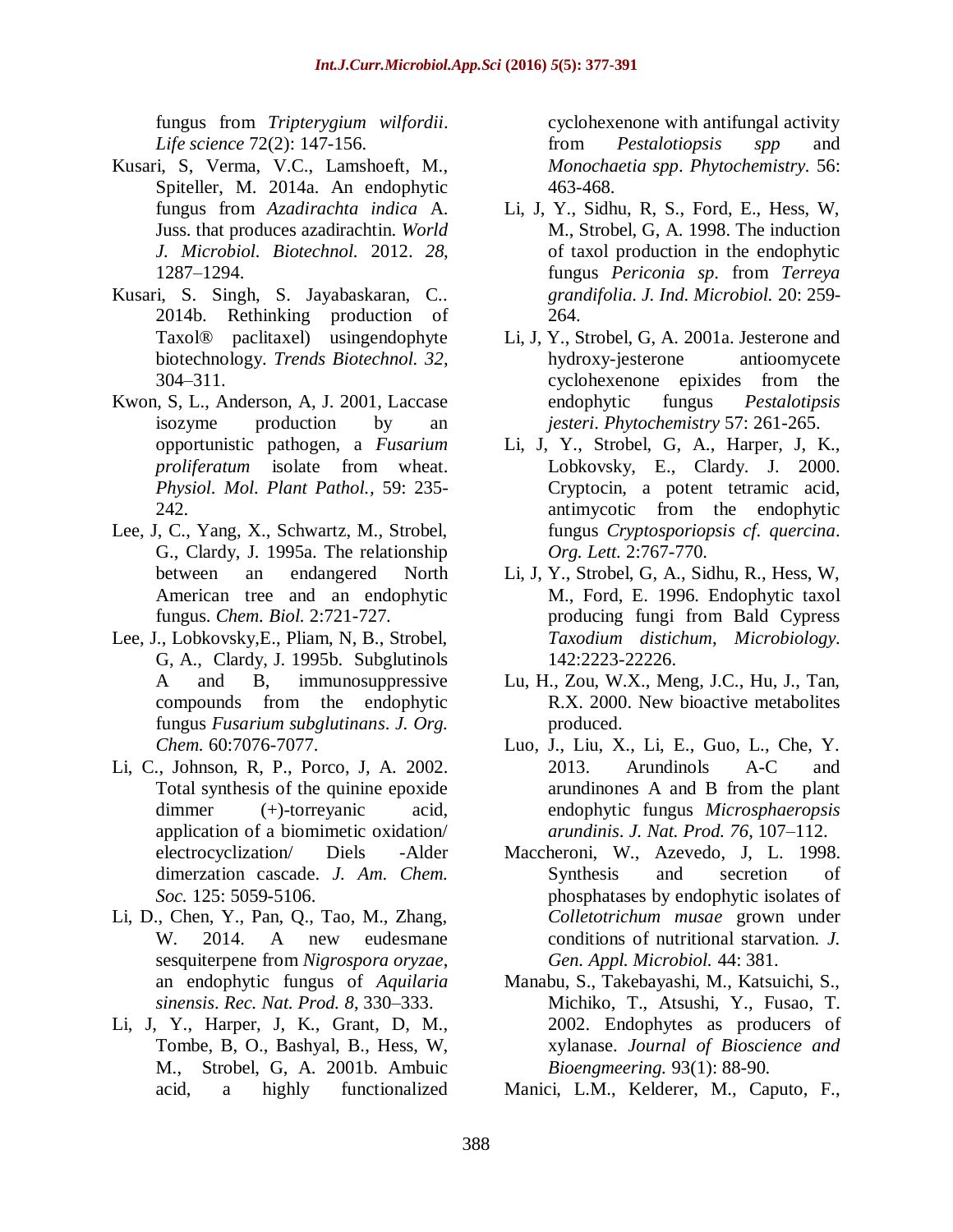fungus from *Tripterygium wilfordii*. *Life science* 72(2): 147-156.

Kusari, S, Verma, V.C., Lamshoeft, M., Spiteller, M. 2014a. An endophytic fungus from *Azadirachta indica* A. Juss. that produces azadirachtin. *World J. Microbiol. Biotechnol.* 2012. *28*, 1287–1294.

Kusari, S. Singh, S. Jayabaskaran, C.. 2014b. Rethinking production of Taxol® paclitaxel) usingendophyte biotechnology. *Trends Biotechnol. 32*, 304–311.

Kwon, S, L., Anderson, A, J. 2001, Laccase isozyme production by an opportunistic pathogen, a *Fusarium proliferatum* isolate from wheat. *Physiol. Mol. Plant Pathol.,* 59: 235-242.

Lee, J, C., Yang, X., Schwartz, M., Strobel, G., Clardy, J. 1995a. The relationship between an endangered North American tree and an endophytic fungus. *Chem. Biol.* 2:721-727.

Lee, J., Lobkovsky,E., Pliam, N, B., Strobel, G, A., Clardy, J. 1995b. Subglutinols A and B, immunosuppressive compounds from the endophytic fungus *Fusarium subglutinans*. *J. Org. Chem.* 60:7076-7077.

Li, C., Johnson, R, P., Porco, J, A. 2002. Total synthesis of the quinine epoxide dimmer (+)-torreyanic acid, application of a biomimetic oxidation/ electrocyclization/ Diels -Alder dimerzation cascade. *J. Am. Chem. Soc.* 125: 5059-5106.

Li, D., Chen, Y., Pan, Q., Tao, M., Zhang, W. 2014. A new eudesmane sesquiterpene from *Nigrospora oryzae*, an endophytic fungus of *Aquilaria sinensis*. *Rec. Nat. Prod. 8*, 330–333.

Li, J, Y., Harper, J, K., Grant, D, M., Tombe, B, O., Bashyal, B., Hess, W, M., Strobel, G, A. 2001b. Ambuic acid, a highly functionalized cyclohexenone with antifungal activity from *Pestalotiopsis spp* and *Monochaetia spp*. *Phytochemistry.* 56: 463-468.

Li, J, Y., Sidhu, R, S., Ford, E., Hess, W, M., Strobel, G, A. 1998. The induction of taxol production in the endophytic fungus *Periconia sp*. from *Terreya grandifolia*. *J. Ind. Microbiol.* 20: 259-264.

Li, J, Y., Strobel, G, A. 2001a. Jesterone and hydroxy-jesterone antioomycete cyclohexenone epixides from the endophytic fungus *Pestalotipsis jesteri*. *Phytochemistry* 57: 261-265.

Li, J, Y., Strobel, G, A., Harper, J, K., Lobkovsky, E., Clardy. J. 2000. Cryptocin, a potent tetramic acid, antimycotic from the endophytic fungus *Cryptosporiopsis cf. quercina*. *Org. Lett.* 2:767-770.

Li, J, Y., Strobel, G, A., Sidhu, R., Hess, W, M., Ford, E. 1996. Endophytic taxol producing fungi from Bald Cypress *Taxodium distichum*, *Microbiology.* 142:2223-22226.

Lu, H., Zou, W.X., Meng, J.C., Hu, J., Tan, R.X. 2000. New bioactive metabolites produced.

Luo, J., Liu, X., Li, E., Guo, L., Che, Y. 2013. Arundinols A-C and arundinones A and B from the plant endophytic fungus *Microsphaeropsis arundinis*. *J. Nat. Prod. 76*, 107–112.

Maccheroni, W., Azevedo, J, L. 1998. Synthesis and secretion of phosphatases by endophytic isolates of *Colletotrichum musae* grown under conditions of nutritional starvation. *J. Gen. Appl. Microbiol.* 44: 381.

Manabu, S., Takebayashi, M., Katsuichi, S., Michiko, T., Atsushi, Y., Fusao, T. 2002. Endophytes as producers of xylanase. *Journal of Bioscience and Bioengmeering.* 93(1): 88-90.

Manici, L.M., Kelderer, M., Caputo, F.,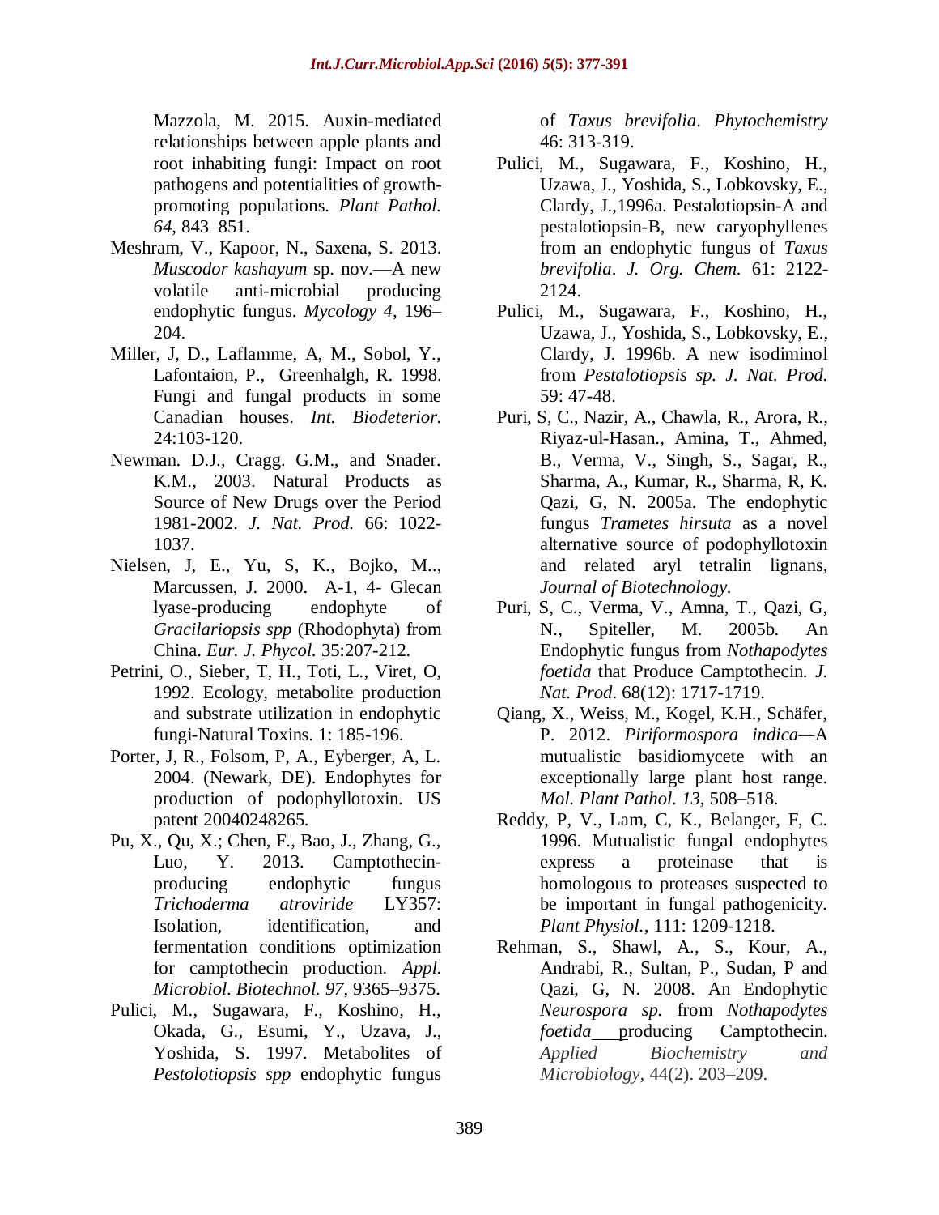Mazzola, M. 2015. Auxin-mediated relationships between apple plants and root inhabiting fungi: Impact on root pathogens and potentialities of growth-promoting populations. *Plant Pathol. 64*, 843–851.

Meshram, V., Kapoor, N., Saxena, S. 2013. *Muscodor kashayum* sp. nov.—A new volatile anti-microbial producing endophytic fungus. *Mycology 4*, 196–204.

Miller, J, D., Laflamme, A, M., Sobol, Y., Lafontaion, P., Greenhalgh, R. 1998. Fungi and fungal products in some Canadian houses. *Int. Biodeterior.* 24:103-120.

Newman. D.J., Cragg. G.M., and Snader. K.M., 2003. Natural Products as Source of New Drugs over the Period 1981-2002. *J. Nat. Prod.* 66: 1022-1037.

Nielsen, J, E., Yu, S, K., Bojko, M.., Marcussen, J. 2000. A-1, 4- Glecan lyase-producing endophyte of *Gracilariopsis spp* (Rhodophyta) from China. *Eur. J. Phycol.* 35:207-212.

Petrini, O., Sieber, T, H., Toti, L., Viret, O, 1992. Ecology, metabolite production and substrate utilization in endophytic fungi-Natural Toxins. 1: 185-196.

Porter, J, R., Folsom, P, A., Eyberger, A, L. 2004. (Newark, DE). Endophytes for production of podophyllotoxin. US patent 20040248265.

Pu, X., Qu, X.; Chen, F., Bao, J., Zhang, G., Luo, Y. 2013. Camptothecin-producing endophytic fungus *Trichoderma atroviride* LY357: Isolation, identification, and fermentation conditions optimization for camptothecin production. *Appl. Microbiol. Biotechnol. 97*, 9365–9375.

Pulici, M., Sugawara, F., Koshino, H., Okada, G., Esumi, Y., Uzava, J., Yoshida, S. 1997. Metabolites of *Pestolotiopsis spp* endophytic fungus of *Taxus brevifolia*. *Phytochemistry* 46: 313-319.

Pulici, M., Sugawara, F., Koshino, H., Uzawa, J., Yoshida, S., Lobkovsky, E., Clardy, J.,1996a. Pestalotiopsin-A and pestalotiopsin-B, new caryophyllenes from an endophytic fungus of *Taxus brevifolia*. *J. Org. Chem.* 61: 2122-2124.

Pulici, M., Sugawara, F., Koshino, H., Uzawa, J., Yoshida, S., Lobkovsky, E., Clardy, J. 1996b. A new isodiminol from *Pestalotiopsis sp. J. Nat. Prod.* 59: 47-48.

Puri, S, C., Nazir, A., Chawla, R., Arora, R., Riyaz-ul-Hasan., Amina, T., Ahmed, B., Verma, V., Singh, S., Sagar, R., Sharma, A., Kumar, R., Sharma, R, K. Qazi, G, N. 2005a. The endophytic fungus *Trametes hirsuta* as a novel alternative source of podophyllotoxin and related aryl tetralin lignans, *Journal of Biotechnology.*

Puri, S, C., Verma, V., Amna, T., Qazi, G, N., Spiteller, M. 2005b. An Endophytic fungus from *Nothapodytes foetida* that Produce Camptothecin. *J. Nat. Prod*. 68(12): 1717-1719.

Qiang, X., Weiss, M., Kogel, K.H., Schäfer, P. 2012. *Piriformospora indica*—A mutualistic basidiomycete with an exceptionally large plant host range. *Mol. Plant Pathol. 13*, 508–518.

Reddy, P, V., Lam, C, K., Belanger, F, C. 1996. Mutualistic fungal endophytes express a proteinase that is homologous to proteases suspected to be important in fungal pathogenicity. *Plant Physiol.*, 111: 1209-1218.

Rehman, S., Shawl, A., S., Kour, A., Andrabi, R., Sultan, P., Sudan, P and Qazi, G, N. 2008. An Endophytic *Neurospora sp.* from *Nothapodytes foetida* producing Camptothecin. *Applied Biochemistry and Microbiology*, 44(2). 203–209.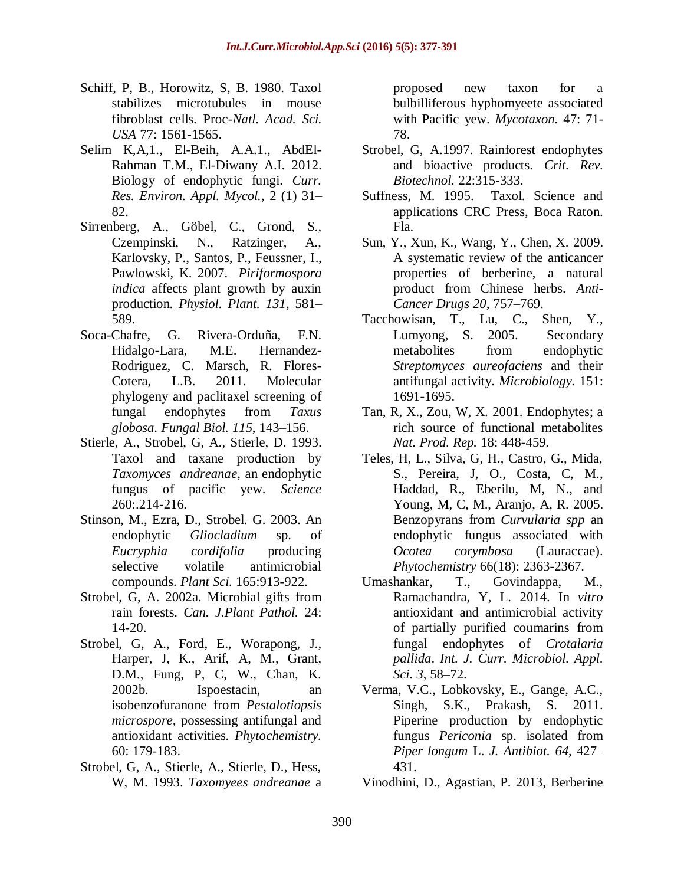Schiff, P, B., Horowitz, S, B. 1980. Taxol stabilizes microtubules in mouse fibroblast cells. Proc-*Natl. Acad. Sci. USA* 77: 1561-1565.

Selim K,A,1., El-Beih, A.A.1., AbdEl-Rahman T.M., El-Diwany A.I. 2012. Biology of endophytic fungi. *Curr. Res. Environ. Appl. Mycol.,* 2 (1) 31–82.

Sirrenberg, A., Göbel, C., Grond, S., Czempinski, N., Ratzinger, A., Karlovsky, P., Santos, P., Feussner, I., Pawlowski, K. 2007. *Piriformospora indica* affects plant growth by auxin production. *Physiol. Plant. 131*, 581–589.

Soca-Chafre, G. Rivera-Orduña, F.N. Hidalgo-Lara, M.E. Hernandez-Rodriguez, C. Marsch, R. Flores-Cotera, L.B. 2011. Molecular phylogeny and paclitaxel screening of fungal endophytes from *Taxus globosa*. *Fungal Biol. 115*, 143–156.

Stierle, A., Strobel, G, A., Stierle, D. 1993. Taxol and taxane production by *Taxomyces andreanae*, an endophytic fungus of pacific yew. *Science* 260:.214-216.

Stinson, M., Ezra, D., Strobel. G. 2003. An endophytic *Gliocladium* sp. of *Eucryphia cordifolia* producing selective volatile antimicrobial compounds. *Plant Sci.* 165:913-922.

Strobel, G, A. 2002a. Microbial gifts from rain forests. *Can. J.Plant Pathol.* 24: 14-20.

Strobel, G, A., Ford, E., Worapong, J., Harper, J, K., Arif, A, M., Grant, D.M., Fung, P, C, W., Chan, K. 2002b. Ispoestacin, an isobenzofuranone from *Pestalotiopsis microspore*, possessing antifungal and antioxidant activities. *Phytochemistry*. 60: 179-183.

Strobel, G, A., Stierle, A., Stierle, D., Hess, W, M. 1993. *Taxomyees andreanae* a proposed new taxon for a bulbilliferous hyphomyeete associated with Pacific yew. *Mycotaxon*. 47: 71-78.

Strobel, G, A.1997. Rainforest endophytes and bioactive products. *Crit. Rev. Biotechnol.* 22:315-333.

Suffness, M. 1995. Taxol. Science and applications CRC Press, Boca Raton. Fla.

Sun, Y., Xun, K., Wang, Y., Chen, X. 2009. A systematic review of the anticancer properties of berberine, a natural product from Chinese herbs. *Anti-Cancer Drugs 20*, 757–769.

Tacchowisan, T., Lu, C., Shen, Y., Lumyong, S. 2005. Secondary metabolites from endophytic *Streptomyces aureofaciens* and their antifungal activity. *Microbiology*. 151: 1691-1695.

Tan, R, X., Zou, W, X. 2001. Endophytes; a rich source of functional metabolites *Nat. Prod. Rep.* 18: 448-459.

Teles, H, L., Silva, G, H., Castro, G., Mida, S., Pereira, J, O., Costa, C, M., Haddad, R., Eberilu, M, N., and Young, M, C, M., Aranjo, A, R. 2005. Benzopyrans from *Curvularia spp* an endophytic fungus associated with *Ocotea corymbosa* (Lauraccae). *Phytochemistry* 66(18): 2363-2367.

Umashankar, T., Govindappa, M., Ramachandra, Y, L. 2014. In *vitro* antioxidant and antimicrobial activity of partially purified coumarins from fungal endophytes of *Crotalaria pallida*. *Int. J. Curr. Microbiol. Appl. Sci. 3*, 58–72.

Verma, V.C., Lobkovsky, E., Gange, A.C., Singh, S.K., Prakash, S. 2011. Piperine production by endophytic fungus *Periconia* sp. isolated from *Piper longum* L. *J. Antibiot. 64*, 427–431.

Vinodhini, D., Agastian, P. 2013, Berberine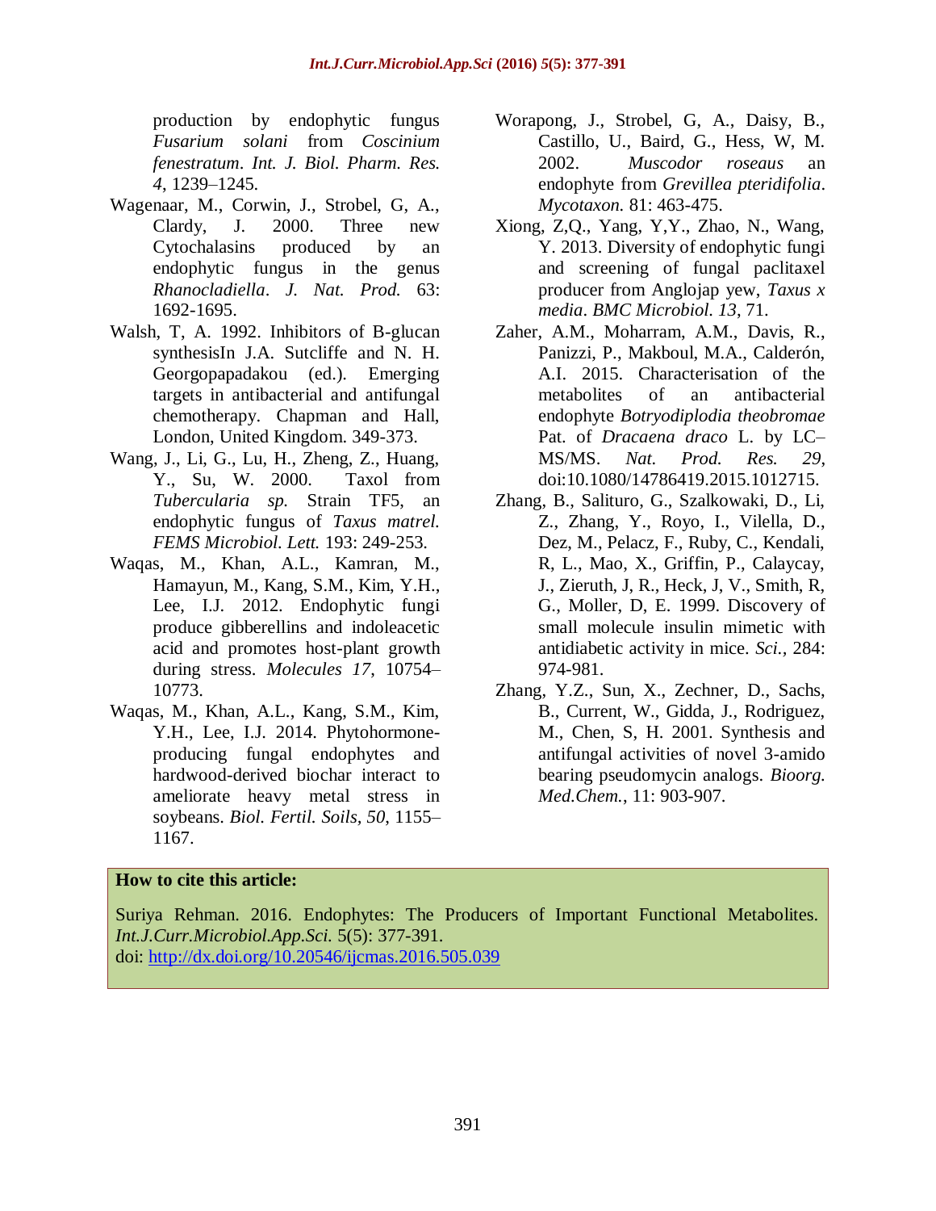production by endophytic fungus *Fusarium solani* from *Coscinium fenestratum*. *Int. J. Biol. Pharm. Res. 4*, 1239–1245.

Wagenaar, M., Corwin, J., Strobel, G, A., Clardy, J. 2000. Three new Cytochalasins produced by an endophytic fungus in the genus *Rhanocladiella*. *J. Nat. Prod.* 63: 1692-1695.

Walsh, T, A. 1992. Inhibitors of B-glucan synthesisIn J.A. Sutcliffe and N. H. Georgopapadakou (ed.). Emerging targets in antibacterial and antifungal chemotherapy. Chapman and Hall, London, United Kingdom. 349-373.

Wang, J., Li, G., Lu, H., Zheng, Z., Huang, Y., Su, W. 2000. Taxol from *Tubercularia sp.* Strain TF5, an endophytic fungus of *Taxus matrel. FEMS Microbiol. Lett.* 193: 249-253.

Waqas, M., Khan, A.L., Kamran, M., Hamayun, M., Kang, S.M., Kim, Y.H., Lee, I.J. 2012. Endophytic fungi produce gibberellins and indoleacetic acid and promotes host-plant growth during stress. *Molecules 17*, 10754–10773.

Waqas, M., Khan, A.L., Kang, S.M., Kim, Y.H., Lee, I.J. 2014. Phytohormone-producing fungal endophytes and hardwood-derived biochar interact to ameliorate heavy metal stress in soybeans. *Biol. Fertil. Soils, 50*, 1155–1167.

Worapong, J., Strobel, G, A., Daisy, B., Castillo, U., Baird, G., Hess, W, M. 2002. *Muscodor roseaus* an endophyte from *Grevillea pteridifolia*. *Mycotaxon.* 81: 463-475.

Xiong, Z,Q., Yang, Y,Y., Zhao, N., Wang, Y. 2013. Diversity of endophytic fungi and screening of fungal paclitaxel producer from Anglojap yew, *Taxus x media*. *BMC Microbiol. 13*, 71.

Zaher, A.M., Moharram, A.M., Davis, R., Panizzi, P., Makboul, M.A., Calderón, A.I. 2015. Characterisation of the metabolites of an antibacterial endophyte *Botryodiplodia theobromae* Pat. of *Dracaena draco* L. by LC–MS/MS. *Nat. Prod. Res. 29*, doi:10.1080/14786419.2015.1012715.

Zhang, B., Salituro, G., Szalkowaki, D., Li, Z., Zhang, Y., Royo, I., Vilella, D., Dez, M., Pelacz, F., Ruby, C., Kendali, R, L., Mao, X., Griffin, P., Calaycay, J., Zieruth, J, R., Heck, J, V., Smith, R, G., Moller, D, E. 1999. Discovery of small molecule insulin mimetic with antidiabetic activity in mice. *Sci.*, 284: 974-981.

Zhang, Y.Z., Sun, X., Zechner, D., Sachs, B., Current, W., Gidda, J., Rodriguez, M., Chen, S, H. 2001. Synthesis and antifungal activities of novel 3-amido bearing pseudomycin analogs. *Bioorg. Med.Chem.*, 11: 903-907.

**How to cite this article:**

Suriya Rehman. 2016. Endophytes: The Producers of Important Functional Metabolites. *Int.J.Curr.Microbiol.App.Sci.* 5(5): 377-391.
doi: http://dx.doi.org/10.20546/ijcmas.2016.505.039